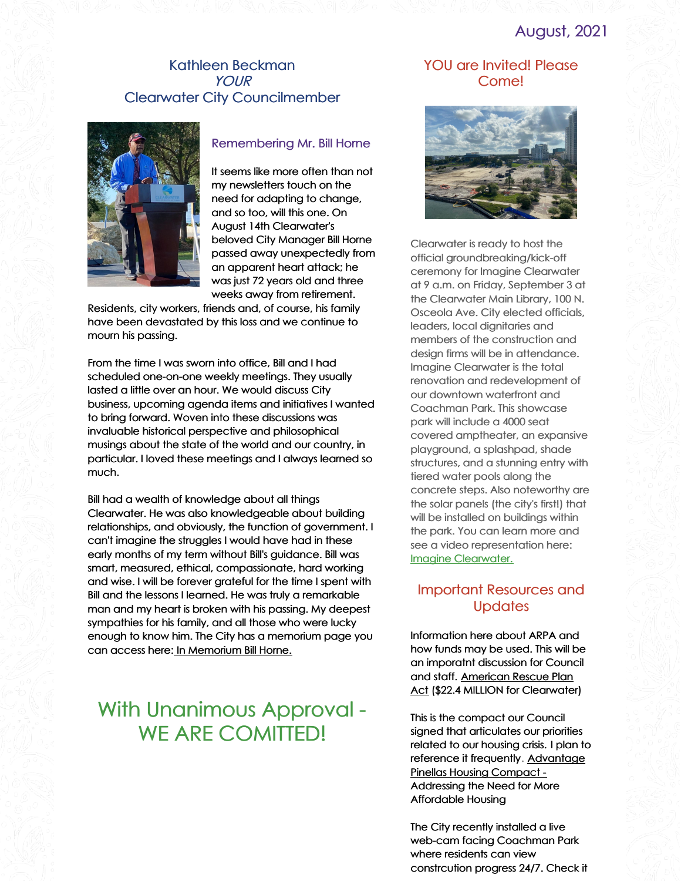August, 2021

# Kathleen Beckman
# *YOUR*
# Clearwater City Councilmember

## Remembering Mr. Bill Horne

It seems like more often than not my newsletters touch on the need for adapting to change, and so too, will this one. On August 14th Clearwater's beloved City Manager Bill Horne passed away unexpectedly from an apparent heart attack; he was just 72 years old and three weeks away from retirement. Residents, city workers, friends and, of course, his family have been devastated by this loss and we continue to mourn his passing.

From the time I was sworn into office, Bill and I had scheduled one-on-one weekly meetings. They usually lasted a little over an hour. We would discuss City business, upcoming agenda items and initiatives I wanted to bring forward. Woven into these discussions was invaluable historical perspective and philosophical musings about the state of the world and our country, in particular. I loved these meetings and I always learned so much.

Bill had a wealth of knowledge about all things Clearwater. He was also knowledgeable about building relationships, and obviously, the function of government. I can't imagine the struggles I would have had in these early months of my term without Bill's guidance. Bill was smart, measured, ethical, compassionate, hard working and wise. I will be forever grateful for the time I spent with Bill and the lessons I learned. He was truly a remarkable man and my heart is broken with his passing. My deepest sympathies for his family, and all those who were lucky enough to know him. The City has a memorium page you can access here: In Memorium Bill Horne.

## With Unanimous Approval - WE ARE COMITTED!

## YOU are Invited! Please Come!

Clearwater is ready to host the official groundbreaking/kick-off ceremony for Imagine Clearwater at 9 a.m. on Friday, September 3 at the Clearwater Main Library, 100 N. Osceola Ave. City elected officials, leaders, local dignitaries and members of the construction and design firms will be in attendance. Imagine Clearwater is the total renovation and redevelopment of our downtown waterfront and Coachman Park. This showcase park will include a 4000 seat covered amptheater, an expansive playground, a splashpad, shade structures, and a stunning entry with tiered water pools along the concrete steps. Also noteworthy are the solar panels (the city's first!) that will be installed on buildings within the park. You can learn more and see a video representation here: Imagine Clearwater.

## Important Resources and Updates

Information here about ARPA and how funds may be used. This will be an imporatnt discussion for Council and staff. American Rescue Plan Act ($22.4 MILLION for Clearwater)

This is the compact our Council signed that articulates our priorities related to our housing crisis. I plan to reference it frequently. Advantage Pinellas Housing Compact - Addressing the Need for More Affordable Housing

The City recently installed a live web-cam facing Coachman Park where residents can view constrcution progress 24/7. Check it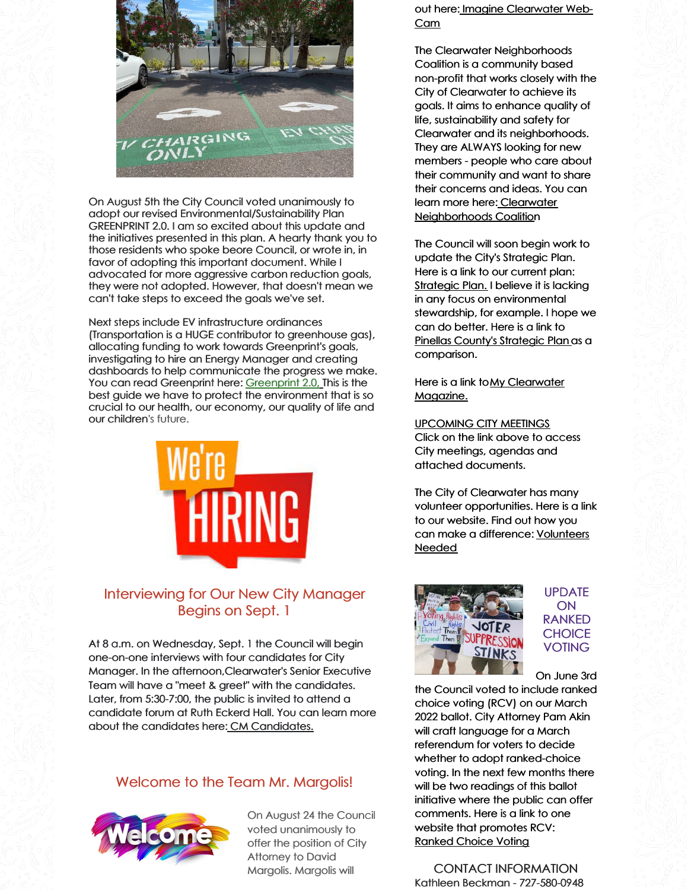On August 5th the City Council voted unanimously to adopt our revised Environmental/Sustainability Plan GREENPRINT 2.0. I am so excited about this update and the initiatives presented in this plan. A hearty thank you to those residents who spoke beore Council, or wrote in, in favor of adopting this important document. While I advocated for more aggressive carbon reduction goals, they were not adopted. However, that doesn't mean we can't take steps to exceed the goals we've set.

Next steps include EV infrastructure ordinances (Transportation is a HUGE contributor to greenhouse gas), allocating funding to work towards Greenprint's goals, investigating to hire an Energy Manager and creating dashboards to help communicate the progress we make. You can read Greenprint here: Greenprint 2.0. This is the best guide we have to protect the environment that is so crucial to our health, our economy, our quality of life and our children's future.

## Interviewing for Our New City Manager Begins on Sept. 1

At 8 a.m. on Wednesday, Sept. 1 the Council will begin one-on-one interviews with four candidates for City Manager. In the afternoon,Clearwater's Senior Executive Team will have a "meet & greet" with the candidates. Later, from 5:30-7:00, the public is invited to attend a candidate forum at Ruth Eckerd Hall. You can learn more about the candidates here: CM Candidates.

## Welcome to the Team Mr. Margolis!

On August 24 the Council voted unanimously to offer the position of City Attorney to David Margolis. Margolis will

out here: Imagine Clearwater Web-Cam

The Clearwater Neighborhoods Coalition is a community based non-profit that works closely with the City of Clearwater to achieve its goals. It aims to enhance quality of life, sustainability and safety for Clearwater and its neighborhoods. They are ALWAYS looking for new members - people who care about their community and want to share their concerns and ideas. You can learn more here: Clearwater Neighborhoods Coalition

The Council will soon begin work to update the City's Strategic Plan. Here is a link to our current plan: Strategic Plan. I believe it is lacking in any focus on environmental stewardship, for example. I hope we can do better. Here is a link to Pinellas County's Strategic Plan as a comparison.

Here is a link to My Clearwater Magazine.

UPCOMING CITY MEETINGS
Click on the link above to access City meetings, agendas and attached documents.

The City of Clearwater has many volunteer opportunities. Here is a link to our website. Find out how you can make a difference: Volunteers Needed

## UPDATE ON RANKED CHOICE VOTING

On June 3rd the Council voted to include ranked choice voting (RCV) on our March 2022 ballot. City Attorney Pam Akin will craft language for a March referendum for voters to decide whether to adopt ranked-choice voting. In the next few months there will be two readings of this ballot initiative where the public can offer comments. Here is a link to one website that promotes RCV: Ranked Choice Voting

CONTACT INFORMATION
Kathleen Beckman - 727-580-0948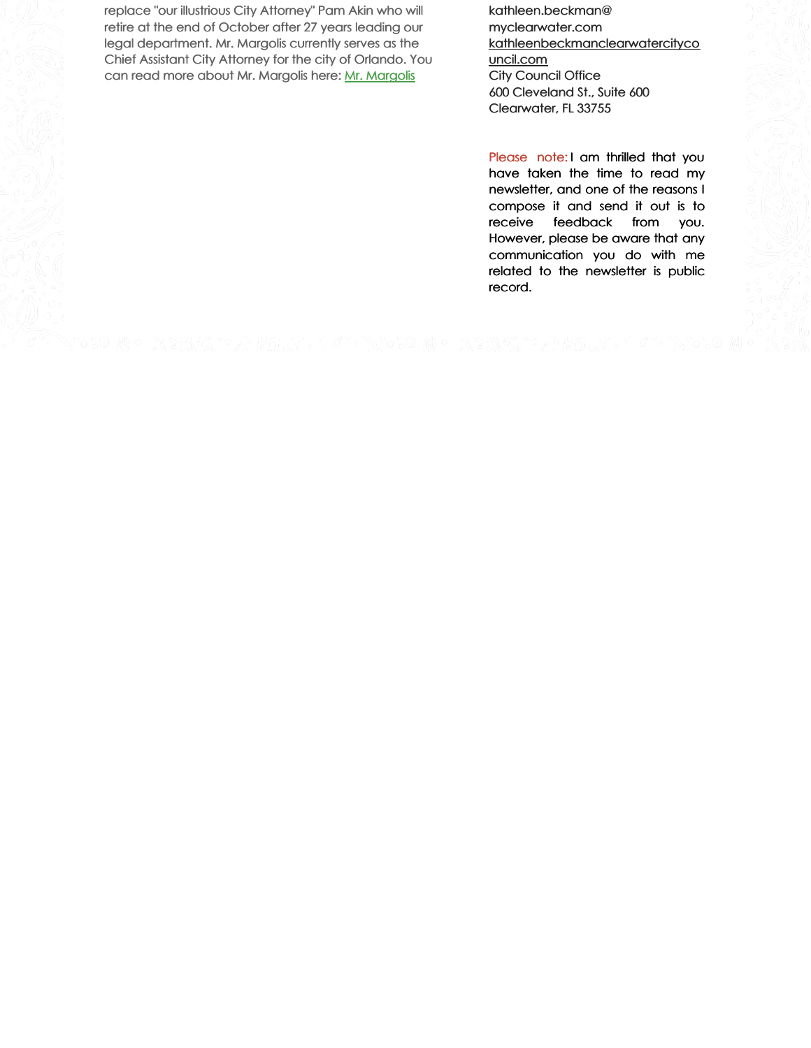replace "our illustrious City Attorney" Pam Akin who will retire at the end of October after 27 years leading our legal department. Mr. Margolis currently serves as the Chief Assistant City Attorney for the city of Orlando. You can read more about Mr. Margolis here: [Mr. Margolis]

kathleen.beckman@
myclearwater.com
kathleenbeckmanclearwatercitycouncil.com
City Council Office
600 Cleveland St., Suite 600
Clearwater, FL 33755

Please note: I am thrilled that you have taken the time to read my newsletter, and one of the reasons I compose it and send it out is to receive feedback from you. However, please be aware that any communication you do with me related to the newsletter is public record.